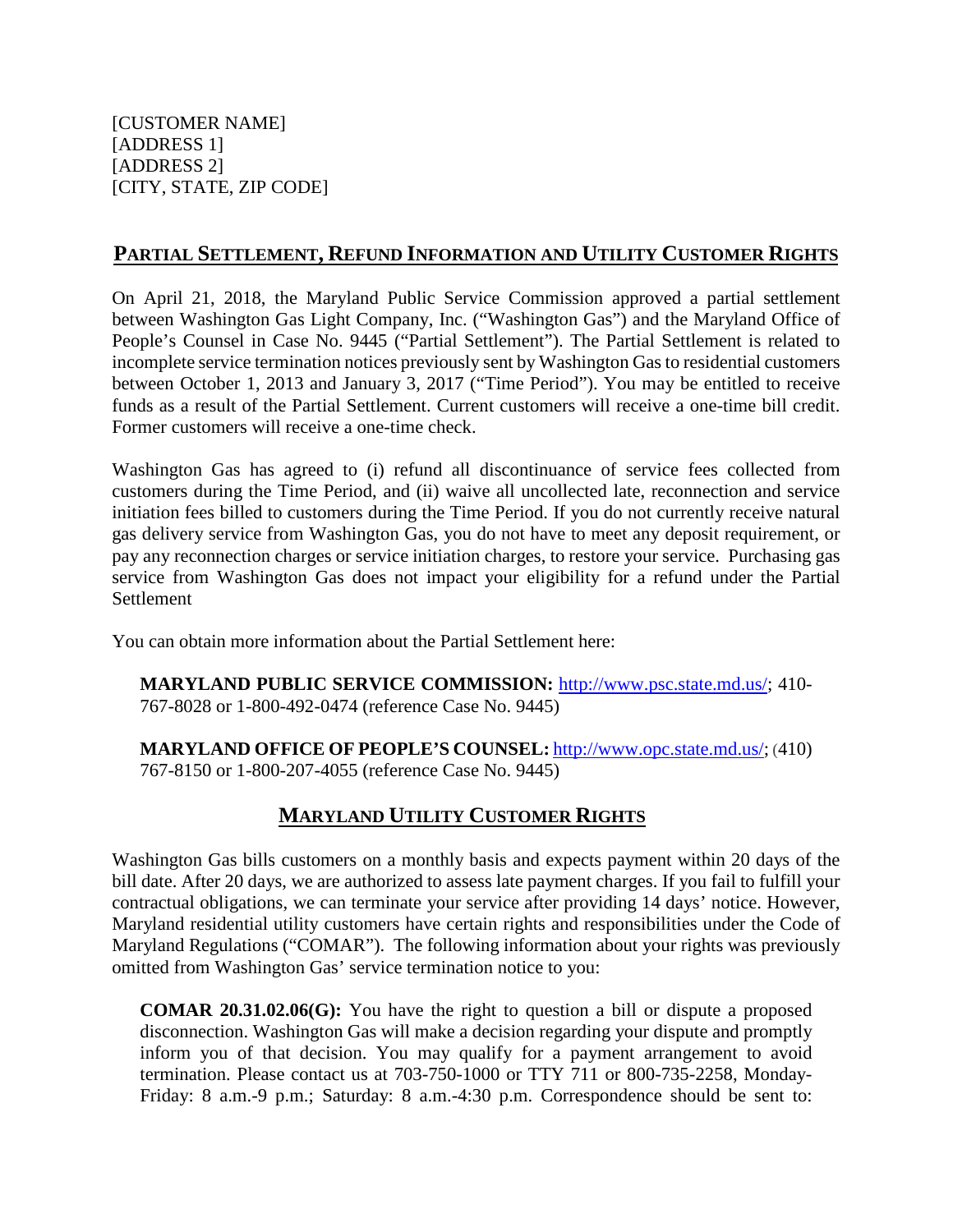[CUSTOMER NAME]
[ADDRESS 1]
[ADDRESS 2]
[CITY, STATE, ZIP CODE]

## PARTIAL SETTLEMENT, REFUND INFORMATION AND UTILITY CUSTOMER RIGHTS

On April 21, 2018, the Maryland Public Service Commission approved a partial settlement between Washington Gas Light Company, Inc. ("Washington Gas") and the Maryland Office of People's Counsel in Case No. 9445 ("Partial Settlement"). The Partial Settlement is related to incomplete service termination notices previously sent by Washington Gas to residential customers between October 1, 2013 and January 3, 2017 ("Time Period"). You may be entitled to receive funds as a result of the Partial Settlement. Current customers will receive a one-time bill credit. Former customers will receive a one-time check.

Washington Gas has agreed to (i) refund all discontinuance of service fees collected from customers during the Time Period, and (ii) waive all uncollected late, reconnection and service initiation fees billed to customers during the Time Period. If you do not currently receive natural gas delivery service from Washington Gas, you do not have to meet any deposit requirement, or pay any reconnection charges or service initiation charges, to restore your service. Purchasing gas service from Washington Gas does not impact your eligibility for a refund under the Partial Settlement

You can obtain more information about the Partial Settlement here:

> **MARYLAND PUBLIC SERVICE COMMISSION:** http://www.psc.state.md.us/; 410-767-8028 or 1-800-492-0474 (reference Case No. 9445)
>
> **MARYLAND OFFICE OF PEOPLE'S COUNSEL:** http://www.opc.state.md.us/; (410) 767-8150 or 1-800-207-4055 (reference Case No. 9445)

## MARYLAND UTILITY CUSTOMER RIGHTS

Washington Gas bills customers on a monthly basis and expects payment within 20 days of the bill date. After 20 days, we are authorized to assess late payment charges. If you fail to fulfill your contractual obligations, we can terminate your service after providing 14 days' notice. However, Maryland residential utility customers have certain rights and responsibilities under the Code of Maryland Regulations ("COMAR"). The following information about your rights was previously omitted from Washington Gas' service termination notice to you:

> **COMAR 20.31.02.06(G):** You have the right to question a bill or dispute a proposed disconnection. Washington Gas will make a decision regarding your dispute and promptly inform you of that decision. You may qualify for a payment arrangement to avoid termination. Please contact us at 703-750-1000 or TTY 711 or 800-735-2258, Monday-Friday: 8 a.m.-9 p.m.; Saturday: 8 a.m.-4:30 p.m. Correspondence should be sent to: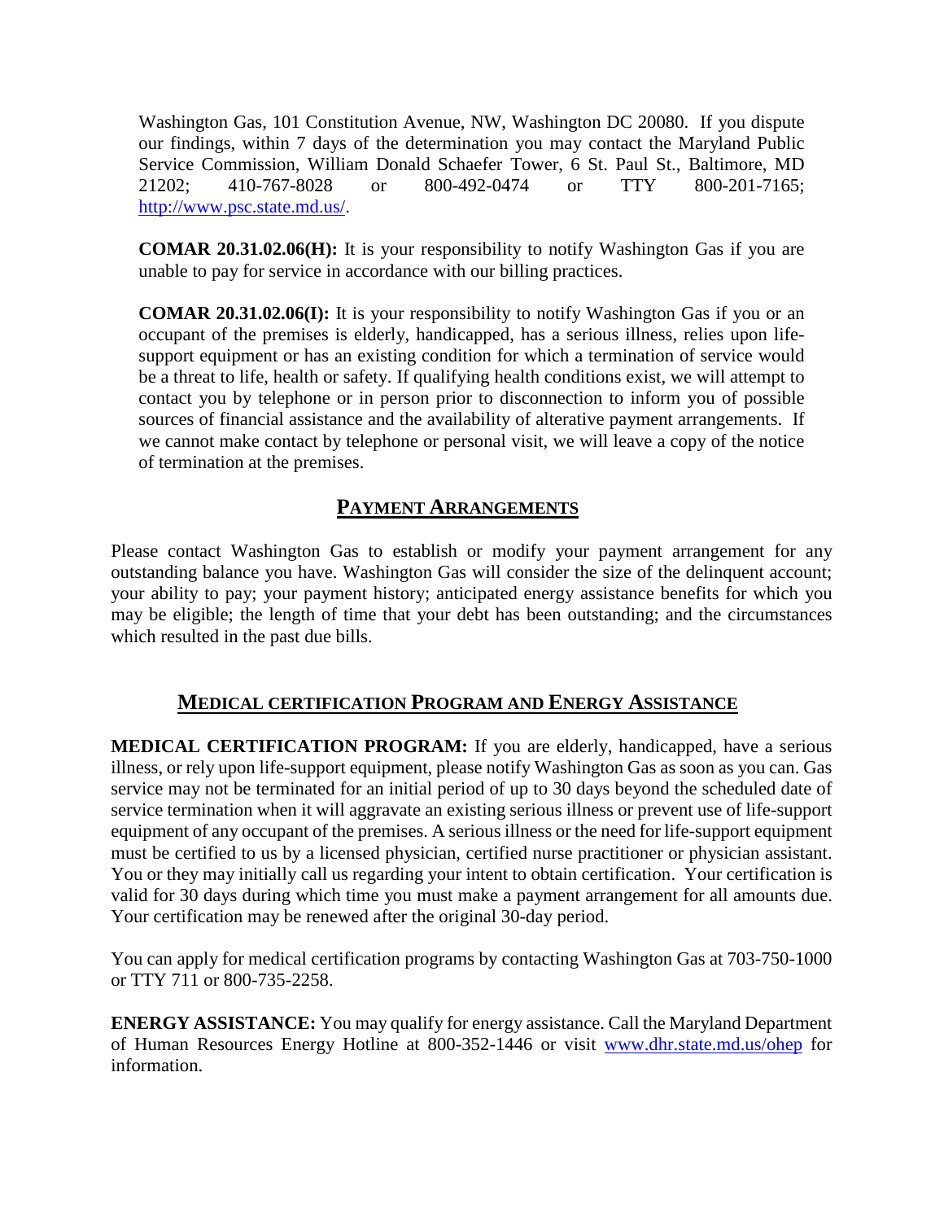Washington Gas, 101 Constitution Avenue, NW, Washington DC 20080. If you dispute our findings, within 7 days of the determination you may contact the Maryland Public Service Commission, William Donald Schaefer Tower, 6 St. Paul St., Baltimore, MD 21202; 410-767-8028 or 800-492-0474 or TTY 800-201-7165; http://www.psc.state.md.us/.

**COMAR 20.31.02.06(H):** It is your responsibility to notify Washington Gas if you are unable to pay for service in accordance with our billing practices.

**COMAR 20.31.02.06(I):** It is your responsibility to notify Washington Gas if you or an occupant of the premises is elderly, handicapped, has a serious illness, relies upon life-support equipment or has an existing condition for which a termination of service would be a threat to life, health or safety. If qualifying health conditions exist, we will attempt to contact you by telephone or in person prior to disconnection to inform you of possible sources of financial assistance and the availability of alterative payment arrangements. If we cannot make contact by telephone or personal visit, we will leave a copy of the notice of termination at the premises.

## PAYMENT ARRANGEMENTS

Please contact Washington Gas to establish or modify your payment arrangement for any outstanding balance you have. Washington Gas will consider the size of the delinquent account; your ability to pay; your payment history; anticipated energy assistance benefits for which you may be eligible; the length of time that your debt has been outstanding; and the circumstances which resulted in the past due bills.

## MEDICAL CERTIFICATION PROGRAM AND ENERGY ASSISTANCE

**MEDICAL CERTIFICATION PROGRAM:** If you are elderly, handicapped, have a serious illness, or rely upon life-support equipment, please notify Washington Gas as soon as you can. Gas service may not be terminated for an initial period of up to 30 days beyond the scheduled date of service termination when it will aggravate an existing serious illness or prevent use of life-support equipment of any occupant of the premises. A serious illness or the need for life-support equipment must be certified to us by a licensed physician, certified nurse practitioner or physician assistant. You or they may initially call us regarding your intent to obtain certification. Your certification is valid for 30 days during which time you must make a payment arrangement for all amounts due. Your certification may be renewed after the original 30-day period.

You can apply for medical certification programs by contacting Washington Gas at 703-750-1000 or TTY 711 or 800-735-2258.

**ENERGY ASSISTANCE:** You may qualify for energy assistance. Call the Maryland Department of Human Resources Energy Hotline at 800-352-1446 or visit www.dhr.state.md.us/ohep for information.